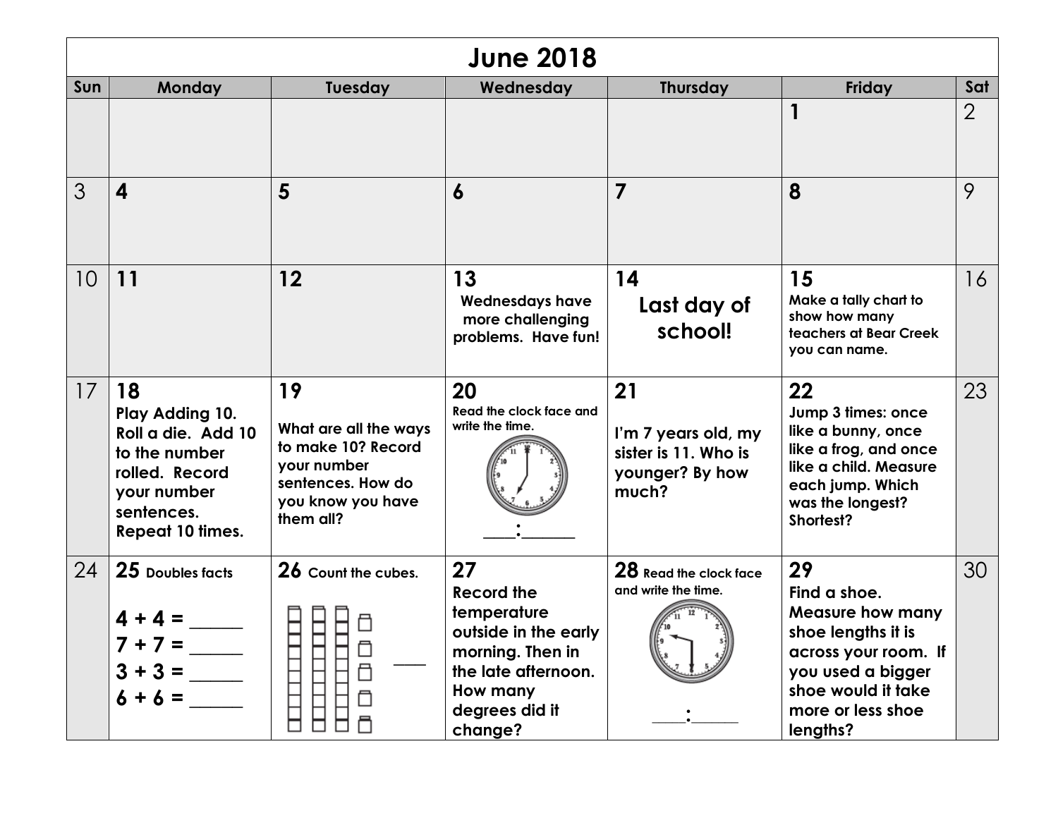# June 2018

| Sun | Monday | Tuesday | Wednesday | Thursday | Friday | Sat |
|---|---|---|---|---|---|---|
| | | | | | **1** | 2 |
| 3 | **4** | **5** | **6** | **7** | **8** | 9 |
| 10 | **11** | **12** | **13** Wednesdays have more challenging problems. Have fun! | **14** Last day of school! | **15** Make a tally chart to show how many teachers at Bear Creek you can name. | 16 |
| 17 | **18** Play Adding 10. Roll a die. Add 10 to the number rolled. Record your number sentences. Repeat 10 times. | **19** What are all the ways to make 10? Record your number sentences. How do you know you have them all? | **20** Read the clock face and write the time. ____:______ | **21** I'm 7 years old, my sister is 11. Who is younger? By how much? | **22** Jump 3 times: once like a bunny, once like a frog, and once like a child. Measure each jump. Which was the longest? Shortest? | 23 |
| 24 | **25** Doubles facts<br>4 + 4 = ______<br>7 + 7 = ______<br>3 + 3 = ______<br>6 + 6 = ______ | **26** Count the cubes. ____ | **27** Record the temperature outside in the early morning. Then in the late afternoon. How many degrees did it change? | **28** Read the clock face and write the time. ____:______ | **29** Find a shoe. Measure how many shoe lengths it is across your room. If you used a bigger shoe would it take more or less shoe lengths? | 30 |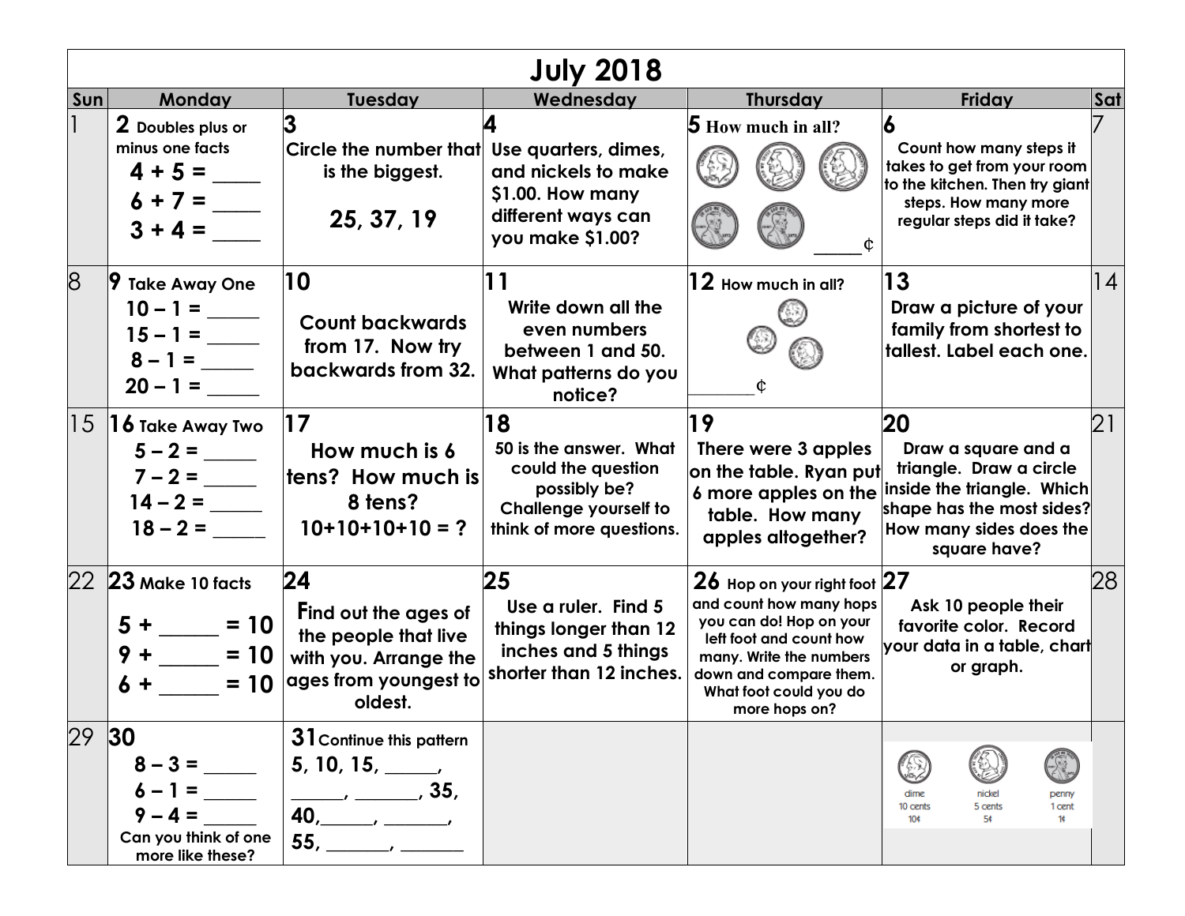# July 2018

| Sun | Monday | Tuesday | Wednesday | Thursday | Friday | Sat |
|---|---|---|---|---|---|---|
| 1 | **2** Doubles plus or minus one facts<br>4 + 5 = ____<br>6 + 7 = ____<br>3 + 4 = ____ | **3** Circle the number that is the biggest.<br>25, 37, 19 | **4** Use quarters, dimes, and nickels to make $1.00. How many different ways can you make $1.00? | **5** How much in all?<br>____¢ | **6** Count how many steps it takes to get from your room to the kitchen. Then try giant steps. How many more regular steps did it take? | 7 |
| 8 | **9** Take Away One<br>10 – 1 = _____<br>15 – 1 = _____<br>8 – 1 = _____<br>20 – 1 = _____ | **10** Count backwards from 17. Now try backwards from 32. | **11** Write down all the even numbers between 1 and 50. What patterns do you notice? | **12** How much in all?<br>_______¢ | **13** Draw a picture of your family from shortest to tallest. Label each one. | 14 |
| 15 | **16** Take Away Two<br>5 – 2 = _____<br>7 – 2 = _____<br>14 – 2 = _____<br>18 – 2 = _____ | **17** How much is 6 tens? How much is 8 tens?<br>10+10+10+10 = ? | **18** 50 is the answer. What could the question possibly be? Challenge yourself to think of more questions. | **19** There were 3 apples on the table. Ryan put 6 more apples on the table. How many apples altogether? | **20** Draw a square and a triangle. Draw a circle inside the triangle. Which shape has the most sides? How many sides does the square have? | 21 |
| 22 | **23** Make 10 facts<br>5 + _____ = 10<br>9 + _____ = 10<br>6 + _____ = 10 | **24** Find out the ages of the people that live with you. Arrange the ages from youngest to oldest. | **25** Use a ruler. Find 5 things longer than 12 inches and 5 things shorter than 12 inches. | **26** Hop on your right foot and count how many hops you can do! Hop on your left foot and count how many. Write the numbers down and compare them. What foot could you do more hops on? | **27** Ask 10 people their favorite color. Record your data in a table, chart or graph. | 28 |
| 29 | **30**<br>8 – 3 = _____<br>6 – 1 = _____<br>9 – 4 = _____<br>Can you think of one more like these? | **31** Continue this pattern<br>5, 10, 15, _____, _____, ______, 35, 40, _____, ______, 55, ______, ______ | | | dime 10 cents 10¢<br>nickel 5 cents 5¢<br>penny 1 cent 1¢ | |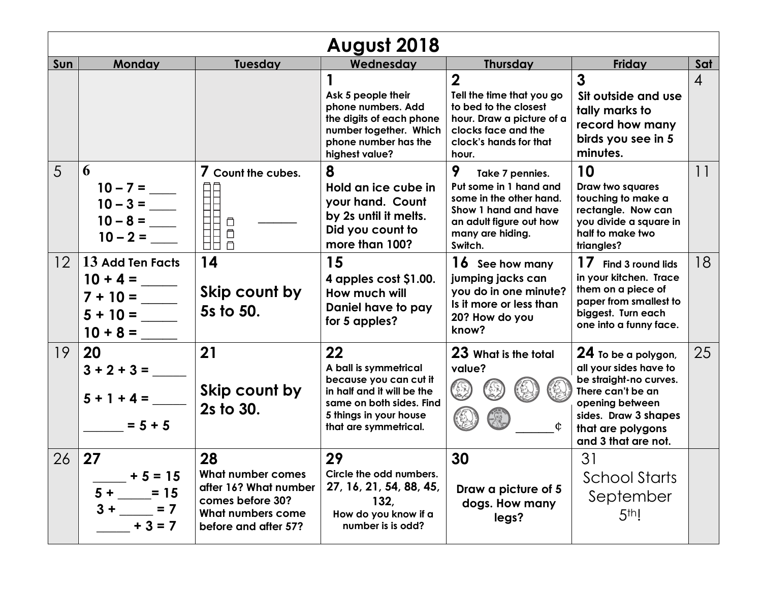# August 2018

| Sun | Monday | Tuesday | Wednesday | Thursday | Friday | Sat |
|---|---|---|---|---|---|---|
| | | | **1** Ask 5 people their phone numbers. Add the digits of each phone number together. Which phone number has the highest value? | **2** Tell the time that you go to bed to the closest hour. Draw a picture of a clocks face and the clock's hands for that hour. | **3** Sit outside and use tally marks to record how many birds you see in 5 minutes. | 4 |
| 5 | **6** $10 - 7 =$ ____ <br> $10 - 3 =$ ____ <br> $10 - 8 =$ ____ <br> $10 - 2 =$ ____ | **7** Count the cubes. ______ | **8** Hold an ice cube in your hand. Count by 2s until it melts. Did you count to more than 100? | **9** Take 7 pennies. Put some in 1 hand and some in the other hand. Show 1 hand and have an adult figure out how many are hiding. Switch. | **10** Draw two squares touching to make a rectangle. Now can you divide a square in half to make two triangles? | 11 |
| 12 | **13** Add Ten Facts <br> $10 + 4 =$ _____ <br> $7 + 10 =$ _____ <br> $5 + 10 =$ _____ <br> $10 + 8 =$ _____ | **14** Skip count by 5s to 50. | **15** 4 apples cost $1.00. How much will Daniel have to pay for 5 apples? | **16** See how many jumping jacks can you do in one minute? Is it more or less than 20? How do you know? | **17** Find 3 round lids in your kitchen. Trace them on a piece of paper from smallest to biggest. Turn each one into a funny face. | 18 |
| 19 | **20** $3 + 2 + 3 =$ _____ <br> $5 + 1 + 4 =$ _____ <br> ______ $= 5 + 5$ | **21** Skip count by 2s to 30. | **22** A ball is symmetrical because you can cut it in half and it will be the same on both sides. Find 5 things in your house that are symmetrical. | **23** What is the total value? ______¢ | **24** To be a polygon, all your sides have to be straight-no curves. There can't be an opening between sides. Draw 3 shapes that are polygons and 3 that are not. | 25 |
| 26 | **27** _____ $+ 5 = 15$ <br> $5 +$ _____ $= 15$ <br> $3 +$ _____ $= 7$ <br> _____ $+ 3 = 7$ | **28** What number comes after 16? What number comes before 30? What numbers come before and after 57? | **29** Circle the odd numbers. 27, 16, 21, 54, 88, 45, 132, How do you know if a number is is odd? | **30** Draw a picture of 5 dogs. How many legs? | 31 School Starts September 5th! | |